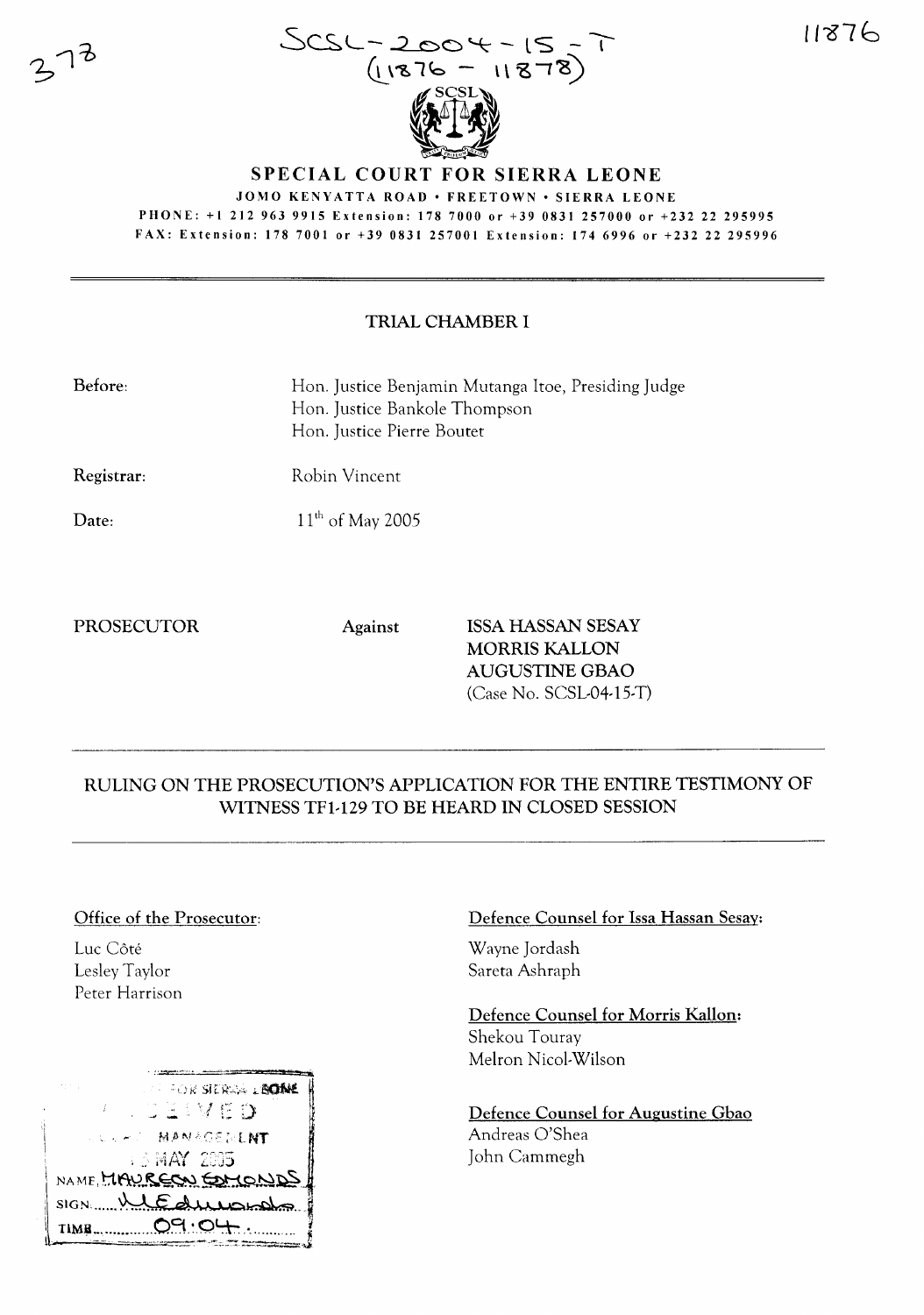SCSL-2004-15-T
(11876 - 11878)

# SPECIAL COURT FOR SIERRA LEONE

JOMO KENYATTA ROAD • FREETOWN • SIERRA LEONE

PHONE: +1 212 963 9915 Extension: 178 7000 or +39 0831 257000 or +232 22 295995

FAX: Extension: 178 7001 or +39 0831 257001 Extension: 174 6996 or +232 22 295996

## TRIAL CHAMBER I

**Before:** Hon. Justice Benjamin Mutanga Itoe, Presiding Judge
Hon. Justice Bankole Thompson
Hon. Justice Pierre Boutet

**Registrar:** Robin Vincent

**Date:** 11th of May 2005

**PROSECUTOR** Against **ISSA HASSAN SESAY**
**MORRIS KALLON**
**AUGUSTINE GBAO**
(Case No. SCSL-04-15-T)

## RULING ON THE PROSECUTION'S APPLICATION FOR THE ENTIRE TESTIMONY OF WITNESS TF1-129 TO BE HEARD IN CLOSED SESSION

**Office of the Prosecutor:**

Luc Côté
Lesley Taylor
Peter Harrison

**Defence Counsel for Issa Hassan Sesay:**

Wayne Jordash
Sareta Ashraph

**Defence Counsel for Morris Kallon:**

Shekou Touray
Melron Nicol-Wilson

**Defence Counsel for Augustine Gbao**

Andreas O'Shea
John Cammegh

SPECIAL COURT FOR SIERRA LEONE
RECEIVED
COURT MANAGEMENT
MAY 2005
NAME: MAUREEN EDMONDS
SIGN: M Edmonds
TIME: 09:04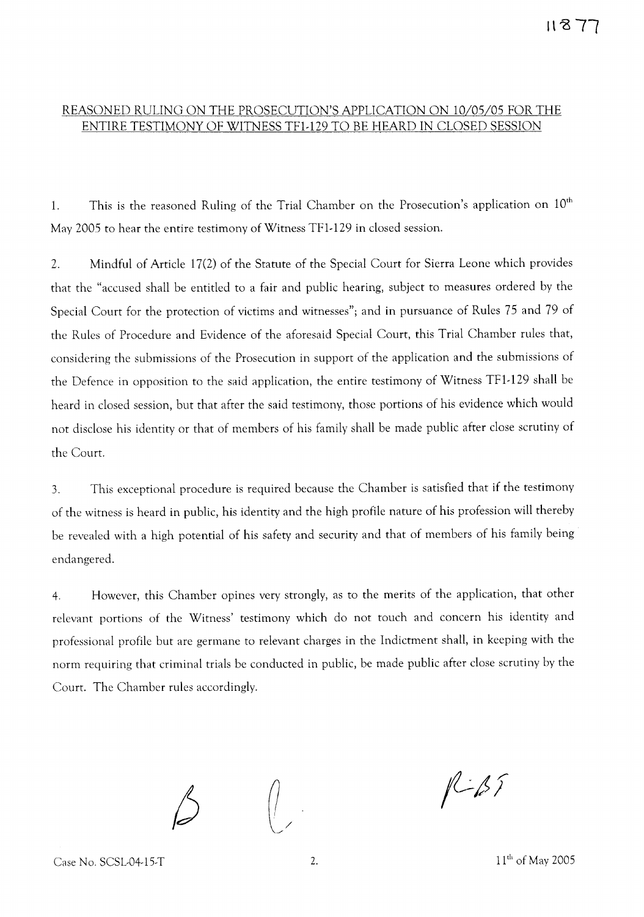## REASONED RULING ON THE PROSECUTION'S APPLICATION ON 10/05/05 FOR THE ENTIRE TESTIMONY OF WITNESS TF1-129 TO BE HEARD IN CLOSED SESSION

1. This is the reasoned Ruling of the Trial Chamber on the Prosecution's application on 10th May 2005 to hear the entire testimony of Witness TF1-129 in closed session.

2. Mindful of Article 17(2) of the Statute of the Special Court for Sierra Leone which provides that the "accused shall be entitled to a fair and public hearing, subject to measures ordered by the Special Court for the protection of victims and witnesses"; and in pursuance of Rules 75 and 79 of the Rules of Procedure and Evidence of the aforesaid Special Court, this Trial Chamber rules that, considering the submissions of the Prosecution in support of the application and the submissions of the Defence in opposition to the said application, the entire testimony of Witness TF1-129 shall be heard in closed session, but that after the said testimony, those portions of his evidence which would not disclose his identity or that of members of his family shall be made public after close scrutiny of the Court.

3. This exceptional procedure is required because the Chamber is satisfied that if the testimony of the witness is heard in public, his identity and the high profile nature of his profession will thereby be revealed with a high potential of his safety and security and that of members of his family being endangered.

4. However, this Chamber opines very strongly, as to the merits of the application, that other relevant portions of the Witness' testimony which do not touch and concern his identity and professional profile but are germane to relevant charges in the Indictment shall, in keeping with the norm requiring that criminal trials be conducted in public, be made public after close scrutiny by the Court. The Chamber rules accordingly.

Case No. SCSL-04-15-T

11th of May 2005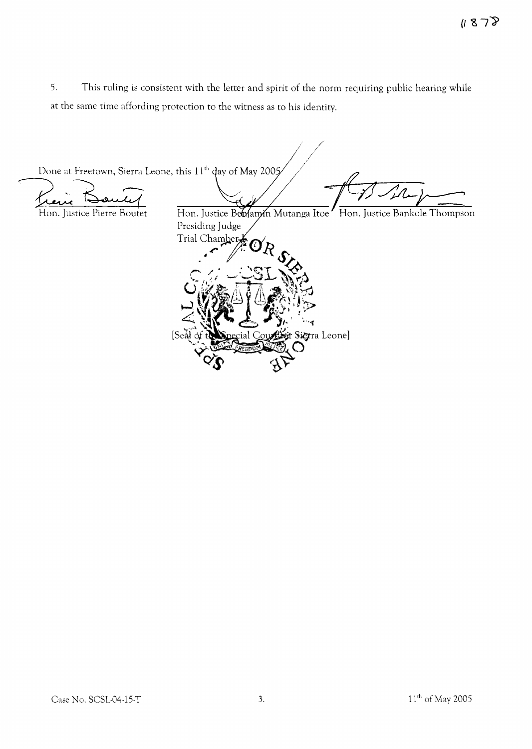5. This ruling is consistent with the letter and spirit of the norm requiring public hearing while at the same time affording protection to the witness as to his identity.

Done at Freetown, Sierra Leone, this 11th day of May 2005

Hon. Justice Pierre Boutet

Hon. Justice Benjamin Mutanga Itoe
Presiding Judge
Trial Chamber I

Hon. Justice Bankole Thompson

[Seal of the Special Court for Sierra Leone]